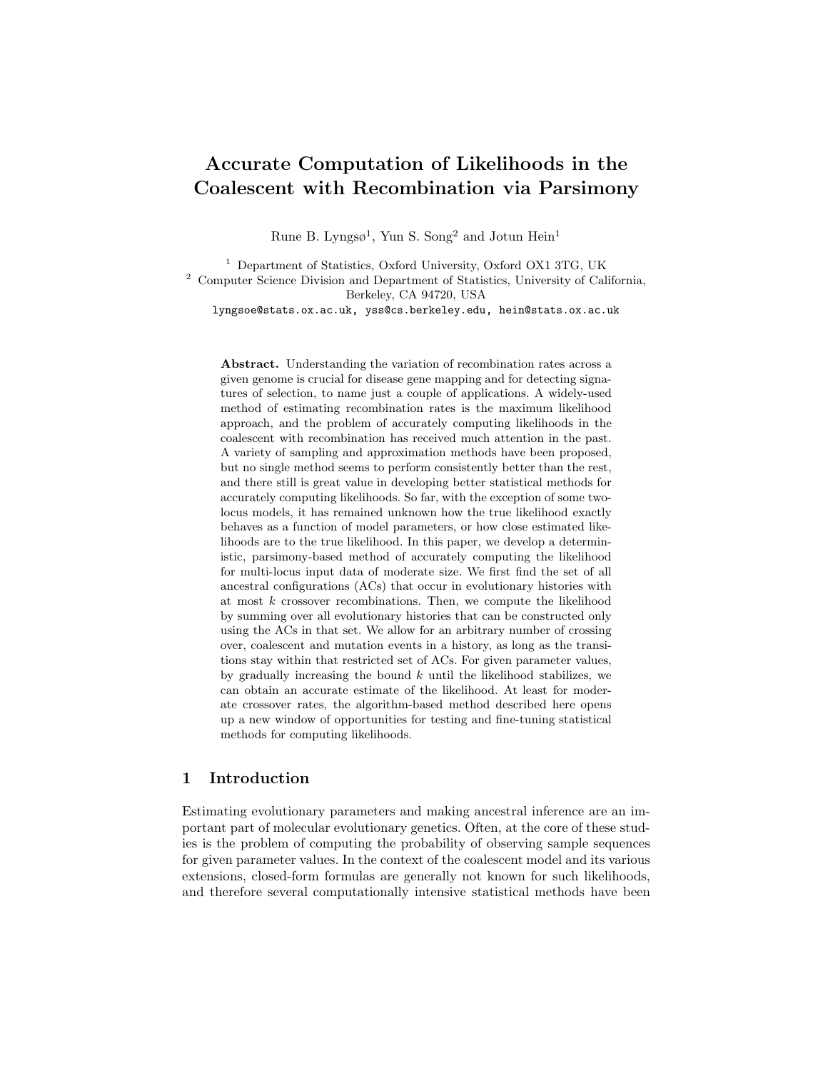# Accurate Computation of Likelihoods in the Coalescent with Recombination via Parsimony

Rune B. Lyngsø[1], Yun S. Song[2] and Jotun Hein[1]

[1] Department of Statistics, Oxford University, Oxford OX1 3TG, UK
[2] Computer Science Division and Department of Statistics, University of California, Berkeley, CA 94720, USA

lyngsoe@stats.ox.ac.uk, yss@cs.berkeley.edu, hein@stats.ox.ac.uk

**Abstract.** Understanding the variation of recombination rates across a given genome is crucial for disease gene mapping and for detecting signatures of selection, to name just a couple of applications. A widely-used method of estimating recombination rates is the maximum likelihood approach, and the problem of accurately computing likelihoods in the coalescent with recombination has received much attention in the past. A variety of sampling and approximation methods have been proposed, but no single method seems to perform consistently better than the rest, and there still is great value in developing better statistical methods for accurately computing likelihoods. So far, with the exception of some two-locus models, it has remained unknown how the true likelihood exactly behaves as a function of model parameters, or how close estimated likelihoods are to the true likelihood. In this paper, we develop a deterministic, parsimony-based method of accurately computing the likelihood for multi-locus input data of moderate size. We first find the set of all ancestral configurations (ACs) that occur in evolutionary histories with at most $k$ crossover recombinations. Then, we compute the likelihood by summing over all evolutionary histories that can be constructed only using the ACs in that set. We allow for an arbitrary number of crossing over, coalescent and mutation events in a history, as long as the transitions stay within that restricted set of ACs. For given parameter values, by gradually increasing the bound $k$ until the likelihood stabilizes, we can obtain an accurate estimate of the likelihood. At least for moderate crossover rates, the algorithm-based method described here opens up a new window of opportunities for testing and fine-tuning statistical methods for computing likelihoods.

## 1 Introduction

Estimating evolutionary parameters and making ancestral inference are an important part of molecular evolutionary genetics. Often, at the core of these studies is the problem of computing the probability of observing sample sequences for given parameter values. In the context of the coalescent model and its various extensions, closed-form formulas are generally not known for such likelihoods, and therefore several computationally intensive statistical methods have been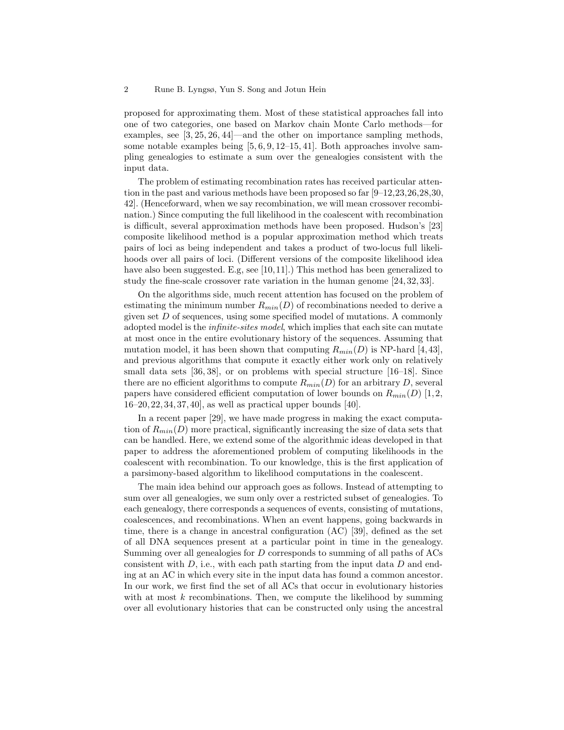proposed for approximating them. Most of these statistical approaches fall into one of two categories, one based on Markov chain Monte Carlo methods—for examples, see [3, 25, 26, 44]—and the other on importance sampling methods, some notable examples being [5, 6, 9, 12–15, 41]. Both approaches involve sampling genealogies to estimate a sum over the genealogies consistent with the input data.

The problem of estimating recombination rates has received particular attention in the past and various methods have been proposed so far [9–12,23,26,28,30, 42]. (Henceforward, when we say recombination, we will mean crossover recombination.) Since computing the full likelihood in the coalescent with recombination is difficult, several approximation methods have been proposed. Hudson's [23] composite likelihood method is a popular approximation method which treats pairs of loci as being independent and takes a product of two-locus full likelihoods over all pairs of loci. (Different versions of the composite likelihood idea have also been suggested. E.g, see [10, 11].) This method has been generalized to study the fine-scale crossover rate variation in the human genome [24, 32, 33].

On the algorithms side, much recent attention has focused on the problem of estimating the minimum number $R_{min}(D)$ of recombinations needed to derive a given set $D$ of sequences, using some specified model of mutations. A commonly adopted model is the *infinite-sites model*, which implies that each site can mutate at most once in the entire evolutionary history of the sequences. Assuming that mutation model, it has been shown that computing $R_{min}(D)$ is NP-hard [4, 43], and previous algorithms that compute it exactly either work only on relatively small data sets [36, 38], or on problems with special structure [16–18]. Since there are no efficient algorithms to compute $R_{min}(D)$ for an arbitrary $D$, several papers have considered efficient computation of lower bounds on $R_{min}(D)$ [1, 2, 16–20, 22, 34, 37, 40], as well as practical upper bounds [40].

In a recent paper [29], we have made progress in making the exact computation of $R_{min}(D)$ more practical, significantly increasing the size of data sets that can be handled. Here, we extend some of the algorithmic ideas developed in that paper to address the aforementioned problem of computing likelihoods in the coalescent with recombination. To our knowledge, this is the first application of a parsimony-based algorithm to likelihood computations in the coalescent.

The main idea behind our approach goes as follows. Instead of attempting to sum over all genealogies, we sum only over a restricted subset of genealogies. To each genealogy, there corresponds a sequences of events, consisting of mutations, coalescences, and recombinations. When an event happens, going backwards in time, there is a change in ancestral configuration (AC) [39], defined as the set of all DNA sequences present at a particular point in time in the genealogy. Summing over all genealogies for $D$ corresponds to summing of all paths of ACs consistent with $D$, i.e., with each path starting from the input data $D$ and ending at an AC in which every site in the input data has found a common ancestor. In our work, we first find the set of all ACs that occur in evolutionary histories with at most $k$ recombinations. Then, we compute the likelihood by summing over all evolutionary histories that can be constructed only using the ancestral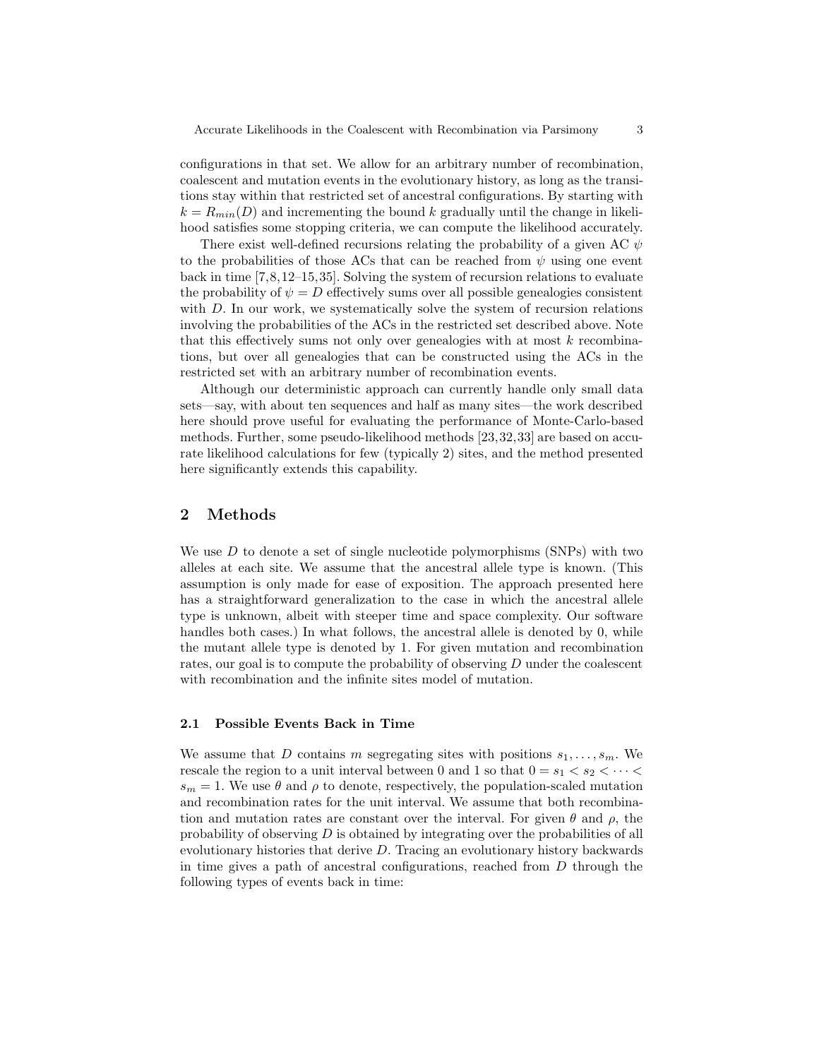configurations in that set. We allow for an arbitrary number of recombination, coalescent and mutation events in the evolutionary history, as long as the transitions stay within that restricted set of ancestral configurations. By starting with $k = R_{min}(D)$ and incrementing the bound $k$ gradually until the change in likelihood satisfies some stopping criteria, we can compute the likelihood accurately.

There exist well-defined recursions relating the probability of a given AC $\psi$ to the probabilities of those ACs that can be reached from $\psi$ using one event back in time [7,8,12–15,35]. Solving the system of recursion relations to evaluate the probability of $\psi = D$ effectively sums over all possible genealogies consistent with $D$. In our work, we systematically solve the system of recursion relations involving the probabilities of the ACs in the restricted set described above. Note that this effectively sums not only over genealogies with at most $k$ recombinations, but over all genealogies that can be constructed using the ACs in the restricted set with an arbitrary number of recombination events.

Although our deterministic approach can currently handle only small data sets—say, with about ten sequences and half as many sites—the work described here should prove useful for evaluating the performance of Monte-Carlo-based methods. Further, some pseudo-likelihood methods [23,32,33] are based on accurate likelihood calculations for few (typically 2) sites, and the method presented here significantly extends this capability.

## 2 Methods

We use $D$ to denote a set of single nucleotide polymorphisms (SNPs) with two alleles at each site. We assume that the ancestral allele type is known. (This assumption is only made for ease of exposition. The approach presented here has a straightforward generalization to the case in which the ancestral allele type is unknown, albeit with steeper time and space complexity. Our software handles both cases.) In what follows, the ancestral allele is denoted by 0, while the mutant allele type is denoted by 1. For given mutation and recombination rates, our goal is to compute the probability of observing $D$ under the coalescent with recombination and the infinite sites model of mutation.

### 2.1 Possible Events Back in Time

We assume that $D$ contains $m$ segregating sites with positions $s_1, \ldots, s_m$. We rescale the region to a unit interval between 0 and 1 so that $0 = s_1 < s_2 < \cdots < s_m = 1$. We use $\theta$ and $\rho$ to denote, respectively, the population-scaled mutation and recombination rates for the unit interval. We assume that both recombination and mutation rates are constant over the interval. For given $\theta$ and $\rho$, the probability of observing $D$ is obtained by integrating over the probabilities of all evolutionary histories that derive $D$. Tracing an evolutionary history backwards in time gives a path of ancestral configurations, reached from $D$ through the following types of events back in time: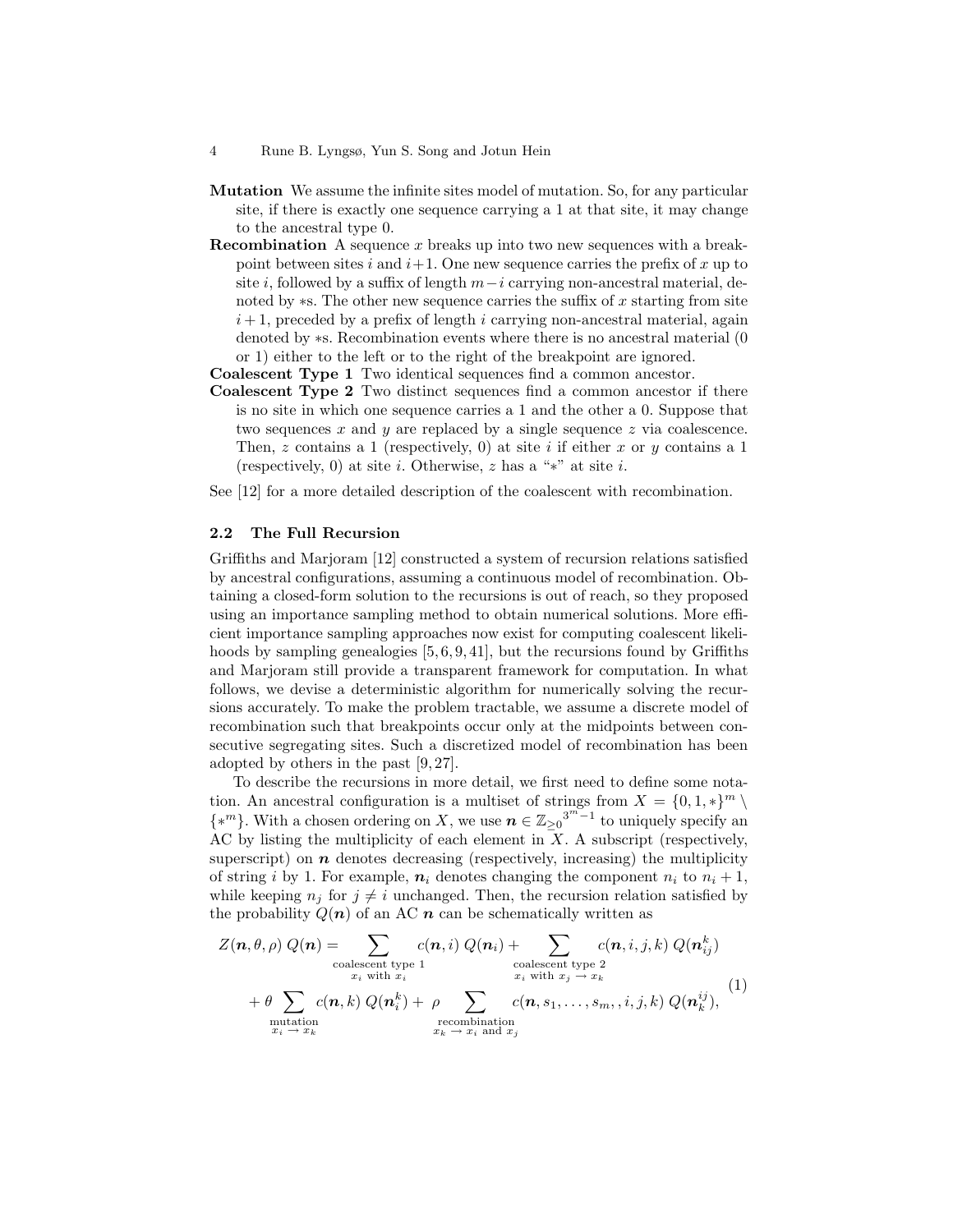**Mutation** We assume the infinite sites model of mutation. So, for any particular site, if there is exactly one sequence carrying a 1 at that site, it may change to the ancestral type 0.

**Recombination** A sequence $x$ breaks up into two new sequences with a breakpoint between sites $i$ and $i+1$. One new sequence carries the prefix of $x$ up to site $i$, followed by a suffix of length $m-i$ carrying non-ancestral material, denoted by $*$s. The other new sequence carries the suffix of $x$ starting from site $i+1$, preceded by a prefix of length $i$ carrying non-ancestral material, again denoted by $*$s. Recombination events where there is no ancestral material (0 or 1) either to the left or to the right of the breakpoint are ignored.

**Coalescent Type 1** Two identical sequences find a common ancestor.

**Coalescent Type 2** Two distinct sequences find a common ancestor if there is no site in which one sequence carries a 1 and the other a 0. Suppose that two sequences $x$ and $y$ are replaced by a single sequence $z$ via coalescence. Then, $z$ contains a 1 (respectively, 0) at site $i$ if either $x$ or $y$ contains a 1 (respectively, 0) at site $i$. Otherwise, $z$ has a "$*$" at site $i$.

See [12] for a more detailed description of the coalescent with recombination.

### 2.2 The Full Recursion

Griffiths and Marjoram [12] constructed a system of recursion relations satisfied by ancestral configurations, assuming a continuous model of recombination. Obtaining a closed-form solution to the recursions is out of reach, so they proposed using an importance sampling method to obtain numerical solutions. More efficient importance sampling approaches now exist for computing coalescent likelihoods by sampling genealogies [5, 6, 9, 41], but the recursions found by Griffiths and Marjoram still provide a transparent framework for computation. In what follows, we devise a deterministic algorithm for numerically solving the recursions accurately. To make the problem tractable, we assume a discrete model of recombination such that breakpoints occur only at the midpoints between consecutive segregating sites. Such a discretized model of recombination has been adopted by others in the past [9, 27].

To describe the recursions in more detail, we first need to define some notation. An ancestral configuration is a multiset of strings from $X = \{0, 1, *\}^m \setminus \{*^m\}$. With a chosen ordering on $X$, we use $\boldsymbol{n} \in \mathbb{Z}_{\geq 0}{}^{3^m-1}$ to uniquely specify an AC by listing the multiplicity of each element in $X$. A subscript (respectively, superscript) on $\boldsymbol{n}$ denotes decreasing (respectively, increasing) the multiplicity of string $i$ by 1. For example, $\boldsymbol{n}_i$ denotes changing the component $n_i$ to $n_i + 1$, while keeping $n_j$ for $j \neq i$ unchanged. Then, the recursion relation satisfied by the probability $Q(\boldsymbol{n})$ of an AC $\boldsymbol{n}$ can be schematically written as

$$
\begin{aligned}
Z(\boldsymbol{n}, \theta, \rho)\, Q(\boldsymbol{n}) = & \sum_{\substack{\text{coalescent type 1} \\ x_i \text{ with } x_i}} c(\boldsymbol{n}, i)\, Q(\boldsymbol{n}_i) + \sum_{\substack{\text{coalescent type 2} \\ x_i \text{ with } x_j \to x_k}} c(\boldsymbol{n}, i, j, k)\, Q(\boldsymbol{n}_{ij}^{k}) \\
& + \theta \sum_{\substack{\text{mutation} \\ x_i \to x_k}} c(\boldsymbol{n}, k)\, Q(\boldsymbol{n}_i^k) + \rho \sum_{\substack{\text{recombination} \\ x_k \to x_i \text{ and } x_j}} c(\boldsymbol{n}, s_1, \ldots, s_m, , i, j, k)\, Q(\boldsymbol{n}_k^{ij}),
\end{aligned} \tag{1}
$$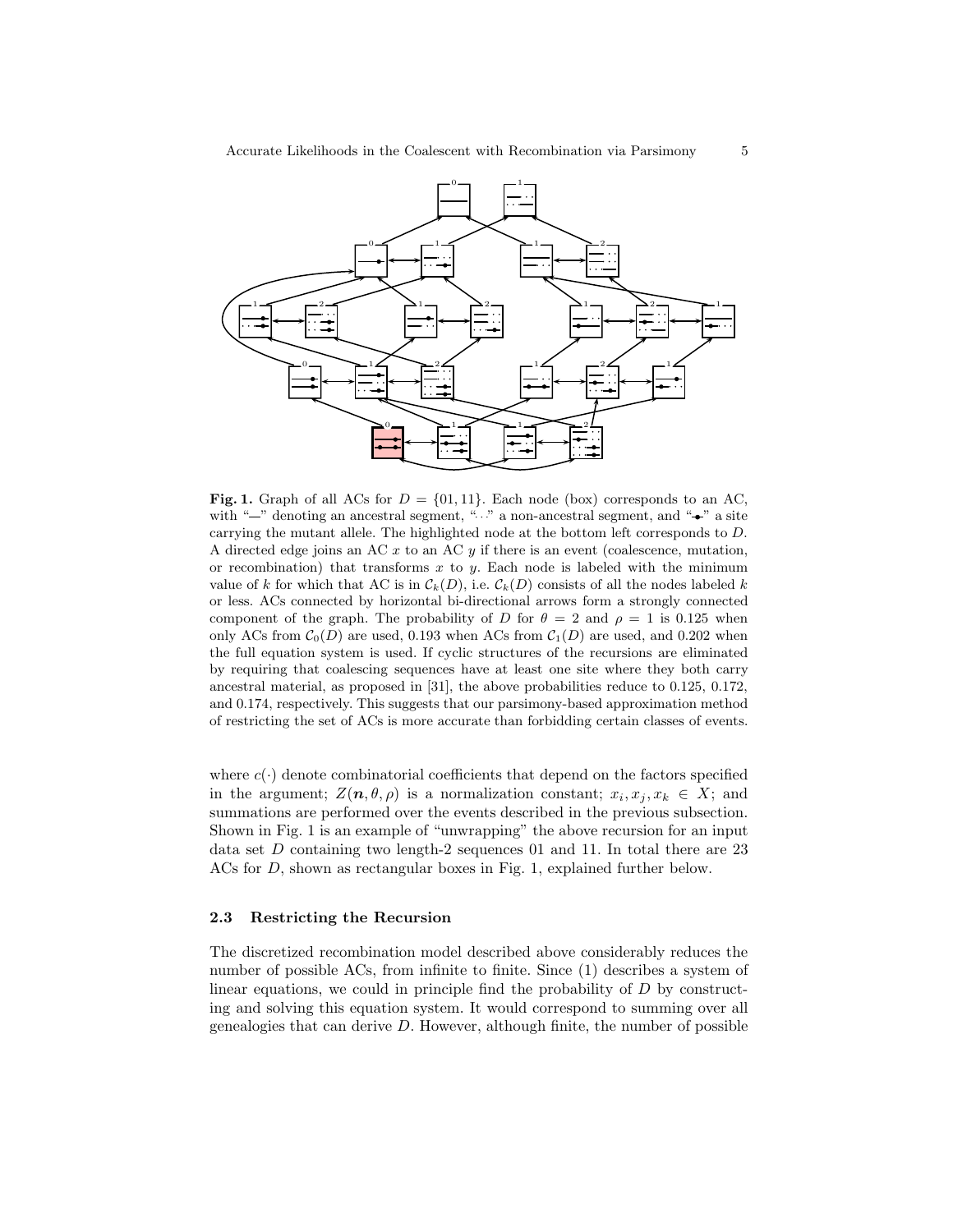**Fig. 1.** Graph of all ACs for $D = \{01, 11\}$. Each node (box) corresponds to an AC, with "—" denoting an ancestral segment, "··" a non-ancestral segment, and "-•-" a site carrying the mutant allele. The highlighted node at the bottom left corresponds to $D$. A directed edge joins an AC $x$ to an AC $y$ if there is an event (coalescence, mutation, or recombination) that transforms $x$ to $y$. Each node is labeled with the minimum value of $k$ for which that AC is in $\mathcal{C}_k(D)$, i.e. $\mathcal{C}_k(D)$ consists of all the nodes labeled $k$ or less. ACs connected by horizontal bi-directional arrows form a strongly connected component of the graph. The probability of $D$ for $\theta = 2$ and $\rho = 1$ is 0.125 when only ACs from $\mathcal{C}_0(D)$ are used, 0.193 when ACs from $\mathcal{C}_1(D)$ are used, and 0.202 when the full equation system is used. If cyclic structures of the recursions are eliminated by requiring that coalescing sequences have at least one site where they both carry ancestral material, as proposed in [31], the above probabilities reduce to 0.125, 0.172, and 0.174, respectively. This suggests that our parsimony-based approximation method of restricting the set of ACs is more accurate than forbidding certain classes of events.

where $c(\cdot)$ denote combinatorial coefficients that depend on the factors specified in the argument; $Z(\boldsymbol{n}, \theta, \rho)$ is a normalization constant; $x_i, x_j, x_k \in X$; and summations are performed over the events described in the previous subsection. Shown in Fig. 1 is an example of "unwrapping" the above recursion for an input data set $D$ containing two length-2 sequences 01 and 11. In total there are 23 ACs for $D$, shown as rectangular boxes in Fig. 1, explained further below.

### 2.3 Restricting the Recursion

The discretized recombination model described above considerably reduces the number of possible ACs, from infinite to finite. Since (1) describes a system of linear equations, we could in principle find the probability of $D$ by constructing and solving this equation system. It would correspond to summing over all genealogies that can derive $D$. However, although finite, the number of possible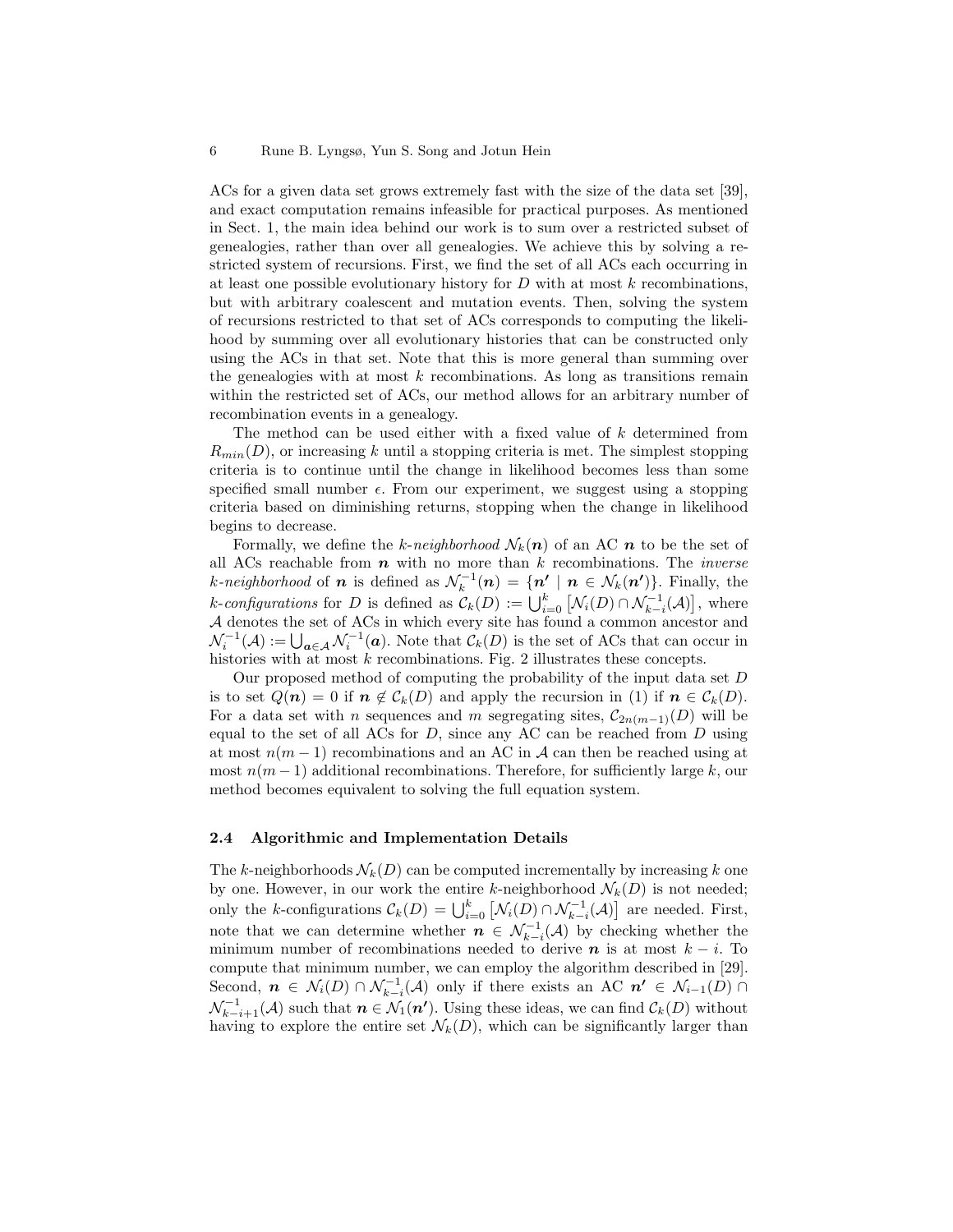ACs for a given data set grows extremely fast with the size of the data set [39], and exact computation remains infeasible for practical purposes. As mentioned in Sect. 1, the main idea behind our work is to sum over a restricted subset of genealogies, rather than over all genealogies. We achieve this by solving a restricted system of recursions. First, we find the set of all ACs each occurring in at least one possible evolutionary history for $D$ with at most $k$ recombinations, but with arbitrary coalescent and mutation events. Then, solving the system of recursions restricted to that set of ACs corresponds to computing the likelihood by summing over all evolutionary histories that can be constructed only using the ACs in that set. Note that this is more general than summing over the genealogies with at most $k$ recombinations. As long as transitions remain within the restricted set of ACs, our method allows for an arbitrary number of recombination events in a genealogy.

The method can be used either with a fixed value of $k$ determined from $R_{min}(D)$, or increasing $k$ until a stopping criteria is met. The simplest stopping criteria is to continue until the change in likelihood becomes less than some specified small number $\epsilon$. From our experiment, we suggest using a stopping criteria based on diminishing returns, stopping when the change in likelihood begins to decrease.

Formally, we define the *k-neighborhood* $\mathcal{N}_k(\boldsymbol{n})$ of an AC $\boldsymbol{n}$ to be the set of all ACs reachable from $\boldsymbol{n}$ with no more than $k$ recombinations. The *inverse k-neighborhood* of $\boldsymbol{n}$ is defined as $\mathcal{N}_k^{-1}(\boldsymbol{n}) = \{\boldsymbol{n'} \mid \boldsymbol{n} \in \mathcal{N}_k(\boldsymbol{n'})\}$. Finally, the *k-configurations* for $D$ is defined as $\mathcal{C}_k(D) := \bigcup_{i=0}^{k} \left[\mathcal{N}_i(D) \cap \mathcal{N}_{k-i}^{-1}(\mathcal{A})\right]$, where $\mathcal{A}$ denotes the set of ACs in which every site has found a common ancestor and $\mathcal{N}_i^{-1}(\mathcal{A}) := \bigcup_{\boldsymbol{a} \in \mathcal{A}} \mathcal{N}_i^{-1}(\boldsymbol{a})$. Note that $\mathcal{C}_k(D)$ is the set of ACs that can occur in histories with at most $k$ recombinations. Fig. 2 illustrates these concepts.

Our proposed method of computing the probability of the input data set $D$ is to set $Q(\boldsymbol{n}) = 0$ if $\boldsymbol{n} \notin \mathcal{C}_k(D)$ and apply the recursion in (1) if $\boldsymbol{n} \in \mathcal{C}_k(D)$. For a data set with $n$ sequences and $m$ segregating sites, $\mathcal{C}_{2n(m-1)}(D)$ will be equal to the set of all ACs for $D$, since any AC can be reached from $D$ using at most $n(m-1)$ recombinations and an AC in $\mathcal{A}$ can then be reached using at most $n(m-1)$ additional recombinations. Therefore, for sufficiently large $k$, our method becomes equivalent to solving the full equation system.

### 2.4 Algorithmic and Implementation Details

The $k$-neighborhoods $\mathcal{N}_k(D)$ can be computed incrementally by increasing $k$ one by one. However, in our work the entire $k$-neighborhood $\mathcal{N}_k(D)$ is not needed; only the $k$-configurations $\mathcal{C}_k(D) = \bigcup_{i=0}^{k} \left[\mathcal{N}_i(D) \cap \mathcal{N}_{k-i}^{-1}(\mathcal{A})\right]$ are needed. First, note that we can determine whether $\boldsymbol{n} \in \mathcal{N}_{k-i}^{-1}(\mathcal{A})$ by checking whether the minimum number of recombinations needed to derive $\boldsymbol{n}$ is at most $k - i$. To compute that minimum number, we can employ the algorithm described in [29]. Second, $\boldsymbol{n} \in \mathcal{N}_i(D) \cap \mathcal{N}_{k-i}^{-1}(\mathcal{A})$ only if there exists an AC $\boldsymbol{n'} \in \mathcal{N}_{i-1}(D) \cap \mathcal{N}_{k-i+1}^{-1}(\mathcal{A})$ such that $\boldsymbol{n} \in \mathcal{N}_1(\boldsymbol{n'})$. Using these ideas, we can find $\mathcal{C}_k(D)$ without having to explore the entire set $\mathcal{N}_k(D)$, which can be significantly larger than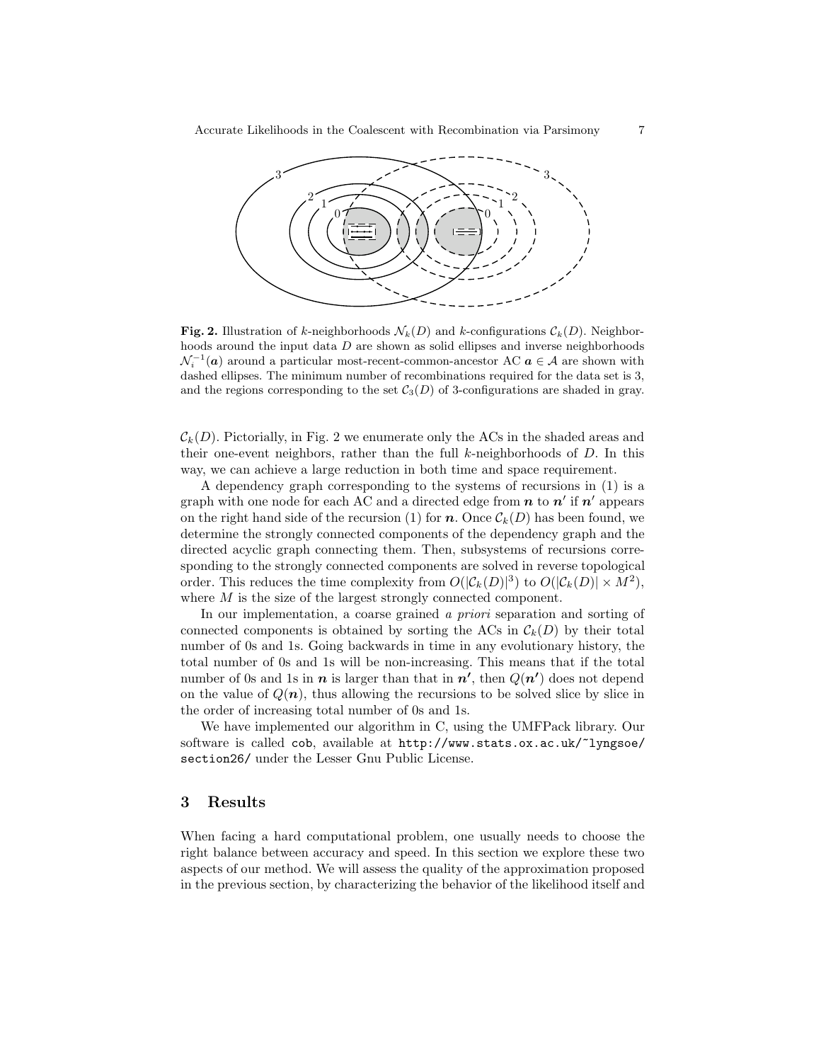**Fig. 2.** Illustration of $k$-neighborhoods $\mathcal{N}_k(D)$ and $k$-configurations $\mathcal{C}_k(D)$. Neighborhoods around the input data $D$ are shown as solid ellipses and inverse neighborhoods $\mathcal{N}_i^{-1}(\boldsymbol{a})$ around a particular most-recent-common-ancestor AC $\boldsymbol{a} \in \mathcal{A}$ are shown with dashed ellipses. The minimum number of recombinations required for the data set is 3, and the regions corresponding to the set $\mathcal{C}_3(D)$ of 3-configurations are shaded in gray.

$\mathcal{C}_k(D)$. Pictorially, in Fig. 2 we enumerate only the ACs in the shaded areas and their one-event neighbors, rather than the full $k$-neighborhoods of $D$. In this way, we can achieve a large reduction in both time and space requirement.

A dependency graph corresponding to the systems of recursions in (1) is a graph with one node for each AC and a directed edge from $\boldsymbol{n}$ to $\boldsymbol{n'}$ if $\boldsymbol{n'}$ appears on the right hand side of the recursion (1) for $\boldsymbol{n}$. Once $\mathcal{C}_k(D)$ has been found, we determine the strongly connected components of the dependency graph and the directed acyclic graph connecting them. Then, subsystems of recursions corresponding to the strongly connected components are solved in reverse topological order. This reduces the time complexity from $O(|\mathcal{C}_k(D)|^3)$ to $O(|\mathcal{C}_k(D)| \times M^2)$, where $M$ is the size of the largest strongly connected component.

In our implementation, a coarse grained *a priori* separation and sorting of connected components is obtained by sorting the ACs in $\mathcal{C}_k(D)$ by their total number of 0s and 1s. Going backwards in time in any evolutionary history, the total number of 0s and 1s will be non-increasing. This means that if the total number of 0s and 1s in $\boldsymbol{n}$ is larger than that in $\boldsymbol{n'}$, then $Q(\boldsymbol{n'})$ does not depend on the value of $Q(\boldsymbol{n})$, thus allowing the recursions to be solved slice by slice in the order of increasing total number of 0s and 1s.

We have implemented our algorithm in C, using the UMFPack library. Our software is called `cob`, available at `http://www.stats.ox.ac.uk/~lyngsoe/section26/` under the Lesser Gnu Public License.

## 3 Results

When facing a hard computational problem, one usually needs to choose the right balance between accuracy and speed. In this section we explore these two aspects of our method. We will assess the quality of the approximation proposed in the previous section, by characterizing the behavior of the likelihood itself and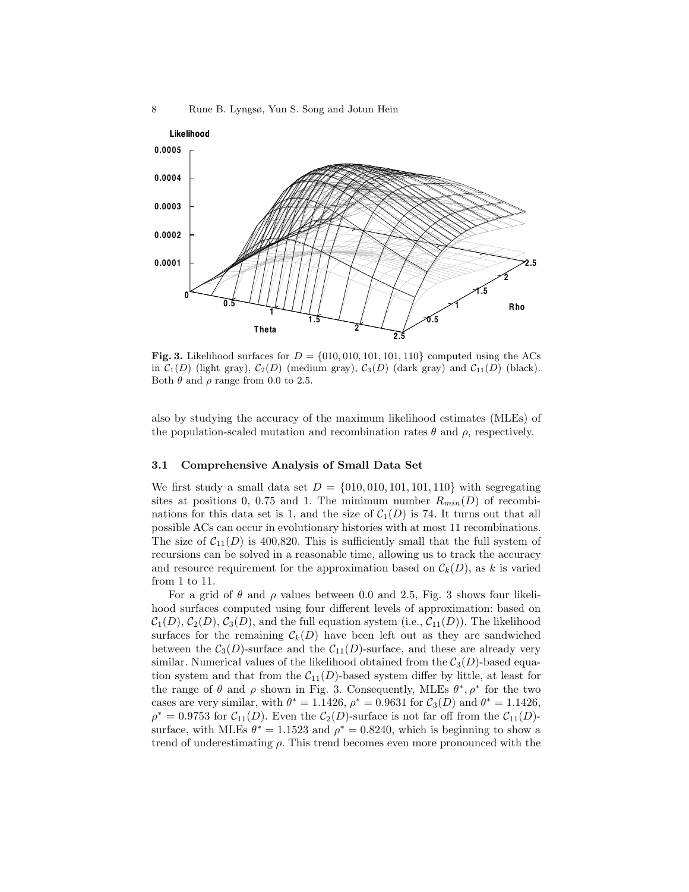**Fig. 3.** Likelihood surfaces for $D = \{010, 010, 101, 101, 110\}$ computed using the ACs in $\mathcal{C}_1(D)$ (light gray), $\mathcal{C}_2(D)$ (medium gray), $\mathcal{C}_3(D)$ (dark gray) and $\mathcal{C}_{11}(D)$ (black). Both $\theta$ and $\rho$ range from 0.0 to 2.5.

also by studying the accuracy of the maximum likelihood estimates (MLEs) of the population-scaled mutation and recombination rates $\theta$ and $\rho$, respectively.

### 3.1 Comprehensive Analysis of Small Data Set

We first study a small data set $D = \{010, 010, 101, 101, 110\}$ with segregating sites at positions 0, 0.75 and 1. The minimum number $R_{min}(D)$ of recombinations for this data set is 1, and the size of $\mathcal{C}_1(D)$ is 74. It turns out that all possible ACs can occur in evolutionary histories with at most 11 recombinations. The size of $\mathcal{C}_{11}(D)$ is 400,820. This is sufficiently small that the full system of recursions can be solved in a reasonable time, allowing us to track the accuracy and resource requirement for the approximation based on $\mathcal{C}_k(D)$, as $k$ is varied from 1 to 11.

For a grid of $\theta$ and $\rho$ values between 0.0 and 2.5, Fig. 3 shows four likelihood surfaces computed using four different levels of approximation: based on $\mathcal{C}_1(D)$, $\mathcal{C}_2(D)$, $\mathcal{C}_3(D)$, and the full equation system (i.e., $\mathcal{C}_{11}(D)$). The likelihood surfaces for the remaining $\mathcal{C}_k(D)$ have been left out as they are sandwiched between the $\mathcal{C}_3(D)$-surface and the $\mathcal{C}_{11}(D)$-surface, and these are already very similar. Numerical values of the likelihood obtained from the $\mathcal{C}_3(D)$-based equation system and that from the $\mathcal{C}_{11}(D)$-based system differ by little, at least for the range of $\theta$ and $\rho$ shown in Fig. 3. Consequently, MLEs $\theta^*, \rho^*$ for the two cases are very similar, with $\theta^* = 1.1426$, $\rho^* = 0.9631$ for $\mathcal{C}_3(D)$ and $\theta^* = 1.1426$, $\rho^* = 0.9753$ for $\mathcal{C}_{11}(D)$. Even the $\mathcal{C}_2(D)$-surface is not far off from the $\mathcal{C}_{11}(D)$-surface, with MLEs $\theta^* = 1.1523$ and $\rho^* = 0.8240$, which is beginning to show a trend of underestimating $\rho$. This trend becomes even more pronounced with the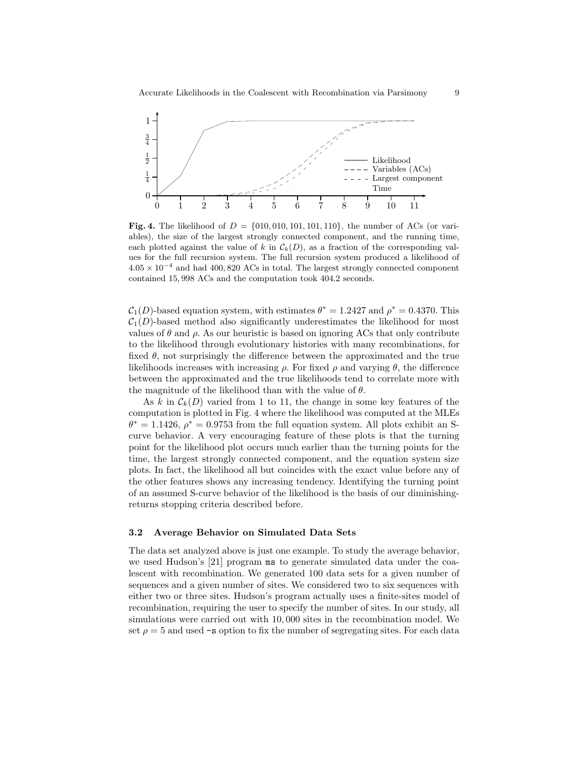**Fig. 4.** The likelihood of $D = \{010, 010, 101, 101, 110\}$, the number of ACs (or variables), the size of the largest strongly connected component, and the running time, each plotted against the value of $k$ in $\mathcal{C}_k(D)$, as a fraction of the corresponding values for the full recursion system. The full recursion system produced a likelihood of $4.05 \times 10^{-4}$ and had 400,820 ACs in total. The largest strongly connected component contained 15,998 ACs and the computation took 404.2 seconds.

$\mathcal{C}_1(D)$-based equation system, with estimates $\theta^* = 1.2427$ and $\rho^* = 0.4370$. This $\mathcal{C}_1(D)$-based method also significantly underestimates the likelihood for most values of $\theta$ and $\rho$. As our heuristic is based on ignoring ACs that only contribute to the likelihood through evolutionary histories with many recombinations, for fixed $\theta$, not surprisingly the difference between the approximated and the true likelihoods increases with increasing $\rho$. For fixed $\rho$ and varying $\theta$, the difference between the approximated and the true likelihoods tend to correlate more with the magnitude of the likelihood than with the value of $\theta$.

As $k$ in $\mathcal{C}_k(D)$ varied from 1 to 11, the change in some key features of the computation is plotted in Fig. 4 where the likelihood was computed at the MLEs $\theta^* = 1.1426$, $\rho^* = 0.9753$ from the full equation system. All plots exhibit an S-curve behavior. A very encouraging feature of these plots is that the turning point for the likelihood plot occurs much earlier than the turning points for the time, the largest strongly connected component, and the equation system size plots. In fact, the likelihood all but coincides with the exact value before any of the other features shows any increasing tendency. Identifying the turning point of an assumed S-curve behavior of the likelihood is the basis of our diminishing-returns stopping criteria described before.

### 3.2 Average Behavior on Simulated Data Sets

The data set analyzed above is just one example. To study the average behavior, we used Hudson's [21] program `ms` to generate simulated data under the coalescent with recombination. We generated 100 data sets for a given number of sequences and a given number of sites. We considered two to six sequences with either two or three sites. Hudson's program actually uses a finite-sites model of recombination, requiring the user to specify the number of sites. In our study, all simulations were carried out with 10,000 sites in the recombination model. We set $\rho = 5$ and used `-s` option to fix the number of segregating sites. For each data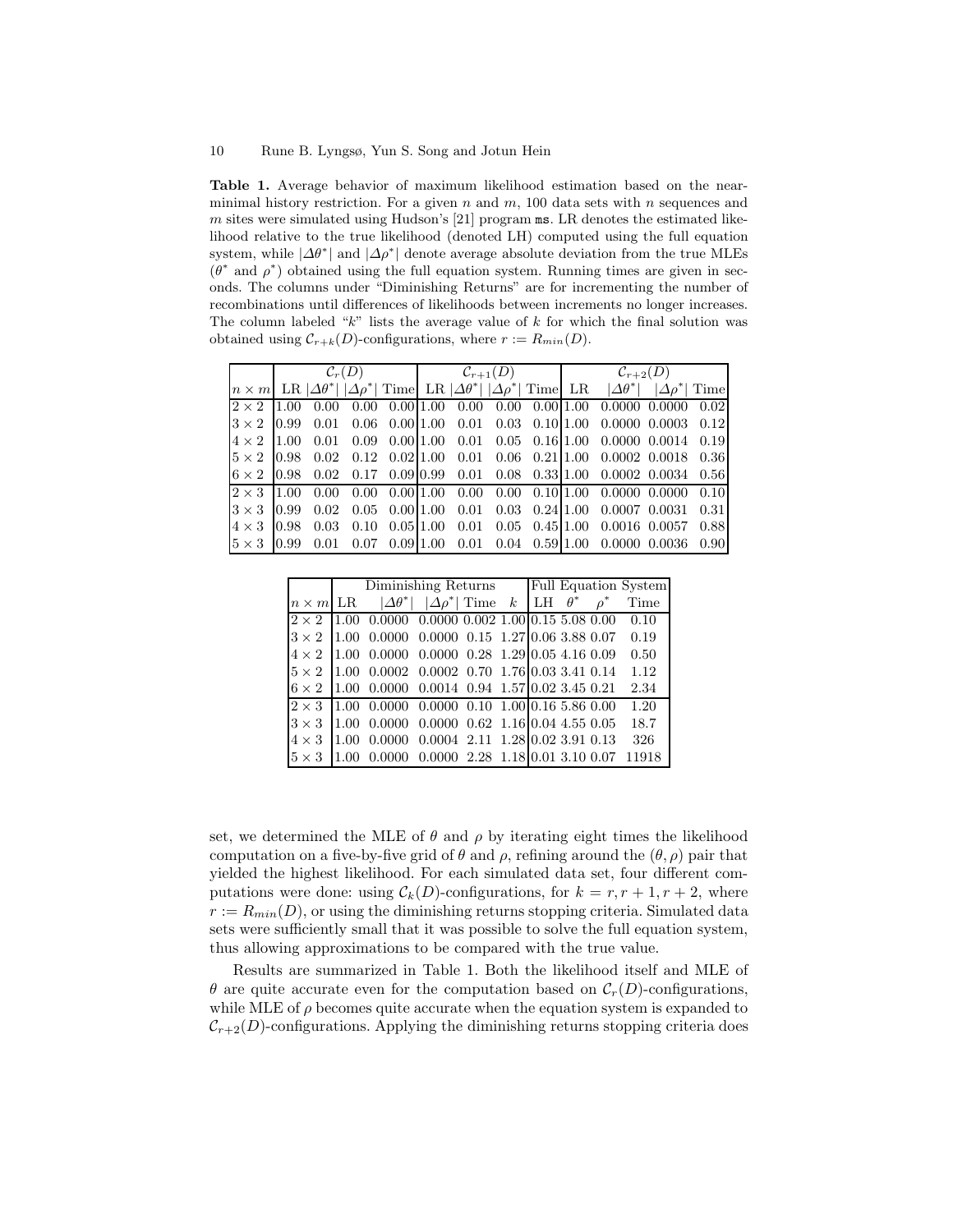**Table 1.** Average behavior of maximum likelihood estimation based on the near-minimal history restriction. For a given $n$ and $m$, 100 data sets with $n$ sequences and $m$ sites were simulated using Hudson's [21] program `ms`. LR denotes the estimated likelihood relative to the true likelihood (denoted LH) computed using the full equation system, while $|\Delta\theta^*|$ and $|\Delta\rho^*|$ denote average absolute deviation from the true MLEs ($\theta^*$ and $\rho^*$) obtained using the full equation system. Running times are given in seconds. The columns under "Diminishing Returns" are for incrementing the number of recombinations until differences of likelihoods between increments no longer increases. The column labeled "$k$" lists the average value of $k$ for which the final solution was obtained using $\mathcal{C}_{r+k}(D)$-configurations, where $r := R_{min}(D)$.

| | $\mathcal{C}_r(D)$ | | | | $\mathcal{C}_{r+1}(D)$ | | | | $\mathcal{C}_{r+2}(D)$ | | | |
|---|---|---|---|---|---|---|---|---|---|---|---|---|
| $n \times m$ | LR | $\|\Delta\theta^*\|$ | $\|\Delta\rho^*\|$ | Time | LR | $\|\Delta\theta^*\|$ | $\|\Delta\rho^*\|$ | Time | LR | $\|\Delta\theta^*\|$ | $\|\Delta\rho^*\|$ | Time |
| $2 \times 2$ | 1.00 | 0.00 | 0.00 | 0.00 | 1.00 | 0.00 | 0.00 | 0.00 | 1.00 | 0.0000 | 0.0000 | 0.02 |
| $3 \times 2$ | 0.99 | 0.01 | 0.06 | 0.00 | 1.00 | 0.01 | 0.03 | 0.10 | 1.00 | 0.0000 | 0.0003 | 0.12 |
| $4 \times 2$ | 1.00 | 0.01 | 0.09 | 0.00 | 1.00 | 0.01 | 0.05 | 0.16 | 1.00 | 0.0000 | 0.0014 | 0.19 |
| $5 \times 2$ | 0.98 | 0.02 | 0.12 | 0.02 | 1.00 | 0.01 | 0.06 | 0.21 | 1.00 | 0.0002 | 0.0018 | 0.36 |
| $6 \times 2$ | 0.98 | 0.02 | 0.17 | 0.09 | 0.99 | 0.01 | 0.08 | 0.33 | 1.00 | 0.0002 | 0.0034 | 0.56 |
| $2 \times 3$ | 1.00 | 0.00 | 0.00 | 0.00 | 1.00 | 0.00 | 0.00 | 0.10 | 1.00 | 0.0000 | 0.0000 | 0.10 |
| $3 \times 3$ | 0.99 | 0.02 | 0.05 | 0.00 | 1.00 | 0.01 | 0.03 | 0.24 | 1.00 | 0.0007 | 0.0031 | 0.31 |
| $4 \times 3$ | 0.98 | 0.03 | 0.10 | 0.05 | 1.00 | 0.01 | 0.05 | 0.45 | 1.00 | 0.0016 | 0.0057 | 0.88 |
| $5 \times 3$ | 0.99 | 0.01 | 0.07 | 0.09 | 1.00 | 0.01 | 0.04 | 0.59 | 1.00 | 0.0000 | 0.0036 | 0.90 |

| | Diminishing Returns | | | | | Full Equation System | | | |
|---|---|---|---|---|---|---|---|---|---|
| $n \times m$ | LR | $\|\Delta\theta^*\|$ | $\|\Delta\rho^*\|$ | Time | $k$ | LH | $\theta^*$ | $\rho^*$ | Time |
| $2 \times 2$ | 1.00 | 0.0000 | 0.0000 | 0.002 | 1.00 | 0.15 | 5.08 | 0.00 | 0.10 |
| $3 \times 2$ | 1.00 | 0.0000 | 0.0000 | 0.15 | 1.27 | 0.06 | 3.88 | 0.07 | 0.19 |
| $4 \times 2$ | 1.00 | 0.0000 | 0.0000 | 0.28 | 1.29 | 0.05 | 4.16 | 0.09 | 0.50 |
| $5 \times 2$ | 1.00 | 0.0002 | 0.0002 | 0.70 | 1.76 | 0.03 | 3.41 | 0.14 | 1.12 |
| $6 \times 2$ | 1.00 | 0.0000 | 0.0014 | 0.94 | 1.57 | 0.02 | 3.45 | 0.21 | 2.34 |
| $2 \times 3$ | 1.00 | 0.0000 | 0.0000 | 0.10 | 1.00 | 0.16 | 5.86 | 0.00 | 1.20 |
| $3 \times 3$ | 1.00 | 0.0000 | 0.0000 | 0.62 | 1.16 | 0.04 | 4.55 | 0.05 | 18.7 |
| $4 \times 3$ | 1.00 | 0.0000 | 0.0004 | 2.11 | 1.28 | 0.02 | 3.91 | 0.13 | 326 |
| $5 \times 3$ | 1.00 | 0.0000 | 0.0000 | 2.28 | 1.18 | 0.01 | 3.10 | 0.07 | 11918 |

set, we determined the MLE of $\theta$ and $\rho$ by iterating eight times the likelihood computation on a five-by-five grid of $\theta$ and $\rho$, refining around the $(\theta, \rho)$ pair that yielded the highest likelihood. For each simulated data set, four different computations were done: using $\mathcal{C}_k(D)$-configurations, for $k = r, r+1, r+2$, where $r := R_{min}(D)$, or using the diminishing returns stopping criteria. Simulated data sets were sufficiently small that it was possible to solve the full equation system, thus allowing approximations to be compared with the true value.

Results are summarized in Table 1. Both the likelihood itself and MLE of $\theta$ are quite accurate even for the computation based on $\mathcal{C}_r(D)$-configurations, while MLE of $\rho$ becomes quite accurate when the equation system is expanded to $\mathcal{C}_{r+2}(D)$-configurations. Applying the diminishing returns stopping criteria does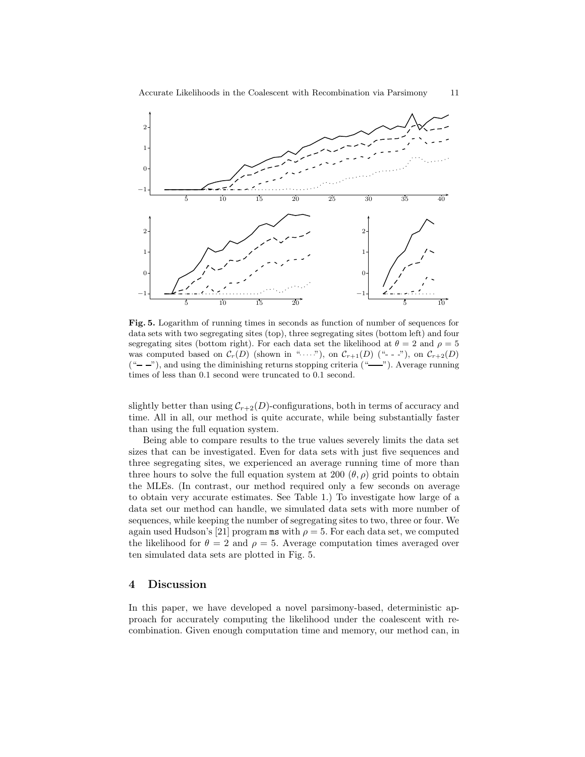**Fig. 5.** Logarithm of running times in seconds as function of number of sequences for data sets with two segregating sites (top), three segregating sites (bottom left) and four segregating sites (bottom right). For each data set the likelihood at $\theta = 2$ and $\rho = 5$ was computed based on $\mathcal{C}_r(D)$ (shown in "$\cdots\cdots$"), on $\mathcal{C}_{r+1}(D)$ ("- - -"), on $\mathcal{C}_{r+2}(D)$ ("— —"), and using the diminishing returns stopping criteria ("——"). Average running times of less than 0.1 second were truncated to 0.1 second.

slightly better than using $\mathcal{C}_{r+2}(D)$-configurations, both in terms of accuracy and time. All in all, our method is quite accurate, while being substantially faster than using the full equation system.

Being able to compare results to the true values severely limits the data set sizes that can be investigated. Even for data sets with just five sequences and three segregating sites, we experienced an average running time of more than three hours to solve the full equation system at 200 $(\theta, \rho)$ grid points to obtain the MLEs. (In contrast, our method required only a few seconds on average to obtain very accurate estimates. See Table 1.) To investigate how large of a data set our method can handle, we simulated data sets with more number of sequences, while keeping the number of segregating sites to two, three or four. We again used Hudson's [21] program `ms` with $\rho = 5$. For each data set, we computed the likelihood for $\theta = 2$ and $\rho = 5$. Average computation times averaged over ten simulated data sets are plotted in Fig. 5.

## 4 Discussion

In this paper, we have developed a novel parsimony-based, deterministic approach for accurately computing the likelihood under the coalescent with recombination. Given enough computation time and memory, our method can, in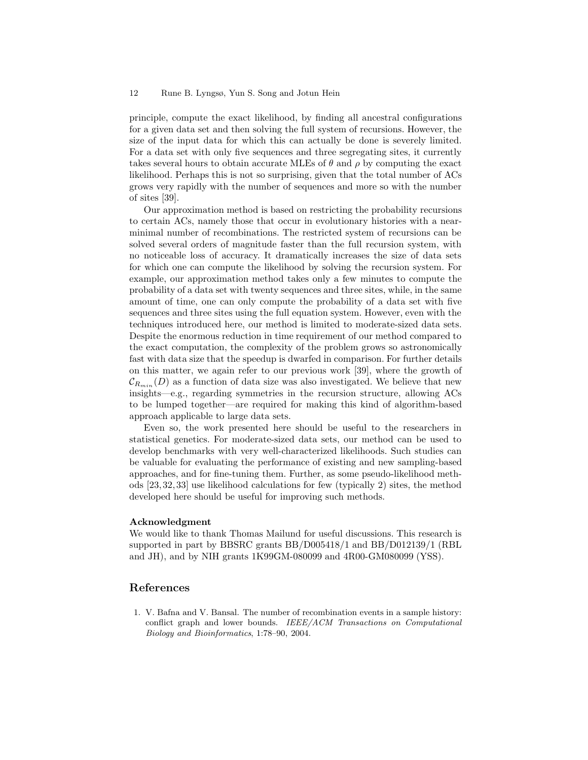principle, compute the exact likelihood, by finding all ancestral configurations for a given data set and then solving the full system of recursions. However, the size of the input data for which this can actually be done is severely limited. For a data set with only five sequences and three segregating sites, it currently takes several hours to obtain accurate MLEs of $\theta$ and $\rho$ by computing the exact likelihood. Perhaps this is not so surprising, given that the total number of ACs grows very rapidly with the number of sequences and more so with the number of sites [39].

Our approximation method is based on restricting the probability recursions to certain ACs, namely those that occur in evolutionary histories with a near-minimal number of recombinations. The restricted system of recursions can be solved several orders of magnitude faster than the full recursion system, with no noticeable loss of accuracy. It dramatically increases the size of data sets for which one can compute the likelihood by solving the recursion system. For example, our approximation method takes only a few minutes to compute the probability of a data set with twenty sequences and three sites, while, in the same amount of time, one can only compute the probability of a data set with five sequences and three sites using the full equation system. However, even with the techniques introduced here, our method is limited to moderate-sized data sets. Despite the enormous reduction in time requirement of our method compared to the exact computation, the complexity of the problem grows so astronomically fast with data size that the speedup is dwarfed in comparison. For further details on this matter, we again refer to our previous work [39], where the growth of $\mathcal{C}_{R_{min}}(D)$ as a function of data size was also investigated. We believe that new insights—e.g., regarding symmetries in the recursion structure, allowing ACs to be lumped together—are required for making this kind of algorithm-based approach applicable to large data sets.

Even so, the work presented here should be useful to the researchers in statistical genetics. For moderate-sized data sets, our method can be used to develop benchmarks with very well-characterized likelihoods. Such studies can be valuable for evaluating the performance of existing and new sampling-based approaches, and for fine-tuning them. Further, as some pseudo-likelihood methods [23, 32, 33] use likelihood calculations for few (typically 2) sites, the method developed here should be useful for improving such methods.

**Acknowledgment**

We would like to thank Thomas Mailund for useful discussions. This research is supported in part by BBSRC grants BB/D005418/1 and BB/D012139/1 (RBL and JH), and by NIH grants 1K99GM-080099 and 4R00-GM080099 (YSS).

## References

1. V. Bafna and V. Bansal. The number of recombination events in a sample history: conflict graph and lower bounds. *IEEE/ACM Transactions on Computational Biology and Bioinformatics*, 1:78–90, 2004.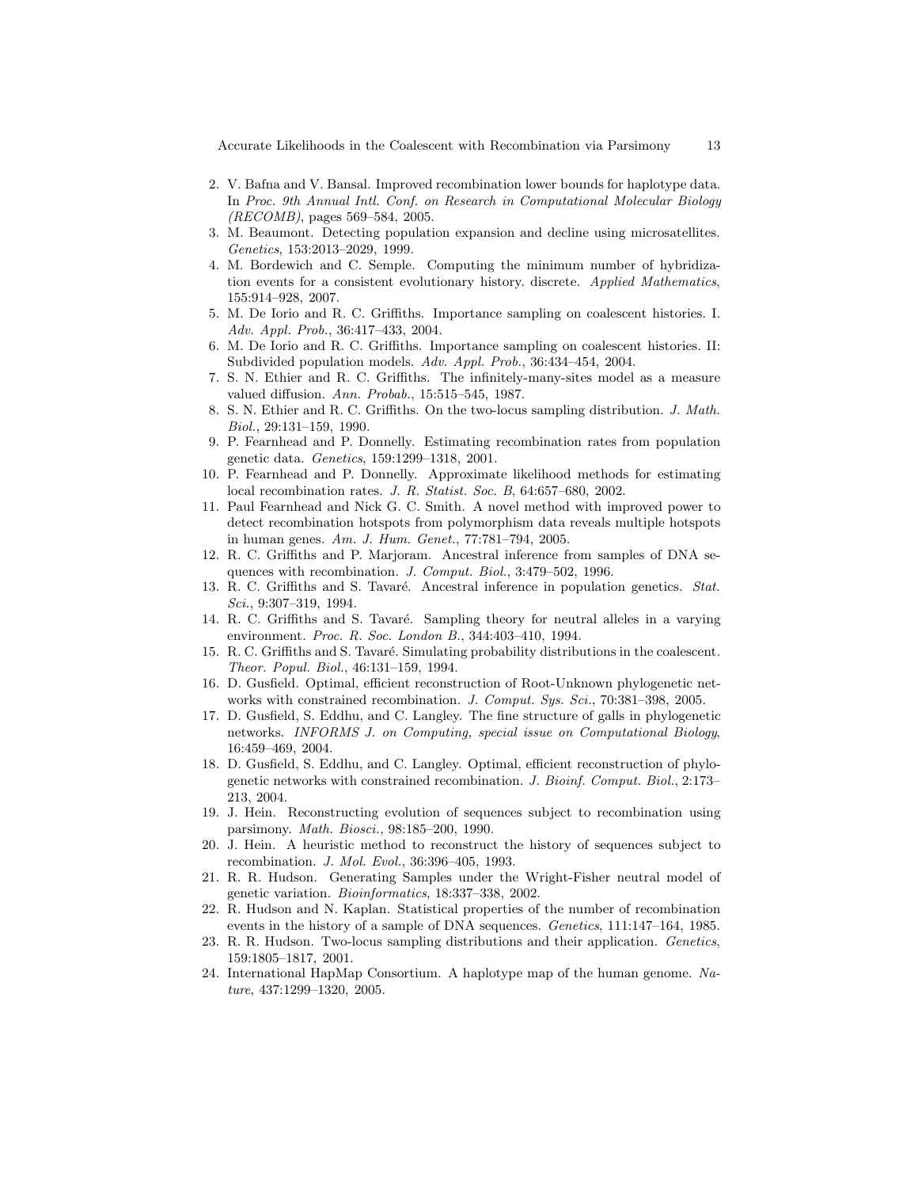2. V. Bafna and V. Bansal. Improved recombination lower bounds for haplotype data. In *Proc. 9th Annual Intl. Conf. on Research in Computational Molecular Biology (RECOMB)*, pages 569–584, 2005.
3. M. Beaumont. Detecting population expansion and decline using microsatellites. *Genetics*, 153:2013–2029, 1999.
4. M. Bordewich and C. Semple. Computing the minimum number of hybridization events for a consistent evolutionary history. discrete. *Applied Mathematics*, 155:914–928, 2007.
5. M. De Iorio and R. C. Griffiths. Importance sampling on coalescent histories. I. *Adv. Appl. Prob.*, 36:417–433, 2004.
6. M. De Iorio and R. C. Griffiths. Importance sampling on coalescent histories. II: Subdivided population models. *Adv. Appl. Prob.*, 36:434–454, 2004.
7. S. N. Ethier and R. C. Griffiths. The infinitely-many-sites model as a measure valued diffusion. *Ann. Probab.*, 15:515–545, 1987.
8. S. N. Ethier and R. C. Griffiths. On the two-locus sampling distribution. *J. Math. Biol.*, 29:131–159, 1990.
9. P. Fearnhead and P. Donnelly. Estimating recombination rates from population genetic data. *Genetics*, 159:1299–1318, 2001.
10. P. Fearnhead and P. Donnelly. Approximate likelihood methods for estimating local recombination rates. *J. R. Statist. Soc. B*, 64:657–680, 2002.
11. Paul Fearnhead and Nick G. C. Smith. A novel method with improved power to detect recombination hotspots from polymorphism data reveals multiple hotspots in human genes. *Am. J. Hum. Genet.*, 77:781–794, 2005.
12. R. C. Griffiths and P. Marjoram. Ancestral inference from samples of DNA sequences with recombination. *J. Comput. Biol.*, 3:479–502, 1996.
13. R. C. Griffiths and S. Tavaré. Ancestral inference in population genetics. *Stat. Sci.*, 9:307–319, 1994.
14. R. C. Griffiths and S. Tavaré. Sampling theory for neutral alleles in a varying environment. *Proc. R. Soc. London B.*, 344:403–410, 1994.
15. R. C. Griffiths and S. Tavaré. Simulating probability distributions in the coalescent. *Theor. Popul. Biol.*, 46:131–159, 1994.
16. D. Gusfield. Optimal, efficient reconstruction of Root-Unknown phylogenetic networks with constrained recombination. *J. Comput. Sys. Sci.*, 70:381–398, 2005.
17. D. Gusfield, S. Eddhu, and C. Langley. The fine structure of galls in phylogenetic networks. *INFORMS J. on Computing, special issue on Computational Biology*, 16:459–469, 2004.
18. D. Gusfield, S. Eddhu, and C. Langley. Optimal, efficient reconstruction of phylogenetic networks with constrained recombination. *J. Bioinf. Comput. Biol.*, 2:173–213, 2004.
19. J. Hein. Reconstructing evolution of sequences subject to recombination using parsimony. *Math. Biosci.*, 98:185–200, 1990.
20. J. Hein. A heuristic method to reconstruct the history of sequences subject to recombination. *J. Mol. Evol.*, 36:396–405, 1993.
21. R. R. Hudson. Generating Samples under the Wright-Fisher neutral model of genetic variation. *Bioinformatics*, 18:337–338, 2002.
22. R. Hudson and N. Kaplan. Statistical properties of the number of recombination events in the history of a sample of DNA sequences. *Genetics*, 111:147–164, 1985.
23. R. R. Hudson. Two-locus sampling distributions and their application. *Genetics*, 159:1805–1817, 2001.
24. International HapMap Consortium. A haplotype map of the human genome. *Nature*, 437:1299–1320, 2005.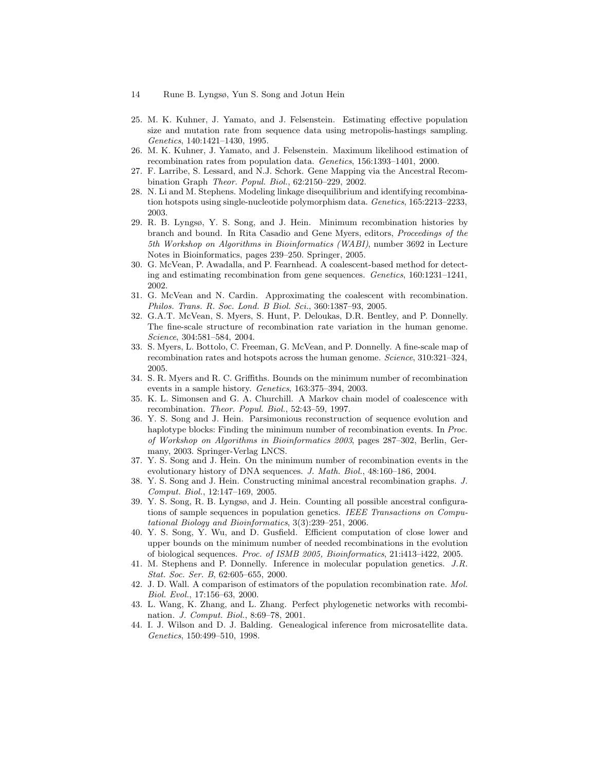25. M. K. Kuhner, J. Yamato, and J. Felsenstein. Estimating effective population size and mutation rate from sequence data using metropolis-hastings sampling. *Genetics*, 140:1421–1430, 1995.
26. M. K. Kuhner, J. Yamato, and J. Felsenstein. Maximum likelihood estimation of recombination rates from population data. *Genetics*, 156:1393–1401, 2000.
27. F. Larribe, S. Lessard, and N.J. Schork. Gene Mapping via the Ancestral Recombination Graph *Theor. Popul. Biol.*, 62:2150–229, 2002.
28. N. Li and M. Stephens. Modeling linkage disequilibrium and identifying recombination hotspots using single-nucleotide polymorphism data. *Genetics*, 165:2213–2233, 2003.
29. R. B. Lyngsø, Y. S. Song, and J. Hein. Minimum recombination histories by branch and bound. In Rita Casadio and Gene Myers, editors, *Proceedings of the 5th Workshop on Algorithms in Bioinformatics (WABI)*, number 3692 in Lecture Notes in Bioinformatics, pages 239–250. Springer, 2005.
30. G. McVean, P. Awadalla, and P. Fearnhead. A coalescent-based method for detecting and estimating recombination from gene sequences. *Genetics*, 160:1231–1241, 2002.
31. G. McVean and N. Cardin. Approximating the coalescent with recombination. *Philos. Trans. R. Soc. Lond. B Biol. Sci.*, 360:1387–93, 2005.
32. G.A.T. McVean, S. Myers, S. Hunt, P. Deloukas, D.R. Bentley, and P. Donnelly. The fine-scale structure of recombination rate variation in the human genome. *Science*, 304:581–584, 2004.
33. S. Myers, L. Bottolo, C. Freeman, G. McVean, and P. Donnelly. A fine-scale map of recombination rates and hotspots across the human genome. *Science*, 310:321–324, 2005.
34. S. R. Myers and R. C. Griffiths. Bounds on the minimum number of recombination events in a sample history. *Genetics*, 163:375–394, 2003.
35. K. L. Simonsen and G. A. Churchill. A Markov chain model of coalescence with recombination. *Theor. Popul. Biol.*, 52:43–59, 1997.
36. Y. S. Song and J. Hein. Parsimonious reconstruction of sequence evolution and haplotype blocks: Finding the minimum number of recombination events. In *Proc. of Workshop on Algorithms in Bioinformatics 2003*, pages 287–302, Berlin, Germany, 2003. Springer-Verlag LNCS.
37. Y. S. Song and J. Hein. On the minimum number of recombination events in the evolutionary history of DNA sequences. *J. Math. Biol.*, 48:160–186, 2004.
38. Y. S. Song and J. Hein. Constructing minimal ancestral recombination graphs. *J. Comput. Biol.*, 12:147–169, 2005.
39. Y. S. Song, R. B. Lyngsø, and J. Hein. Counting all possible ancestral configurations of sample sequences in population genetics. *IEEE Transactions on Computational Biology and Bioinformatics*, 3(3):239–251, 2006.
40. Y. S. Song, Y. Wu, and D. Gusfield. Efficient computation of close lower and upper bounds on the minimum number of needed recombinations in the evolution of biological sequences. *Proc. of ISMB 2005, Bioinformatics*, 21:i413–i422, 2005.
41. M. Stephens and P. Donnelly. Inference in molecular population genetics. *J.R. Stat. Soc. Ser. B*, 62:605–655, 2000.
42. J. D. Wall. A comparison of estimators of the population recombination rate. *Mol. Biol. Evol.*, 17:156–63, 2000.
43. L. Wang, K. Zhang, and L. Zhang. Perfect phylogenetic networks with recombination. *J. Comput. Biol.*, 8:69–78, 2001.
44. I. J. Wilson and D. J. Balding. Genealogical inference from microsatellite data. *Genetics*, 150:499–510, 1998.